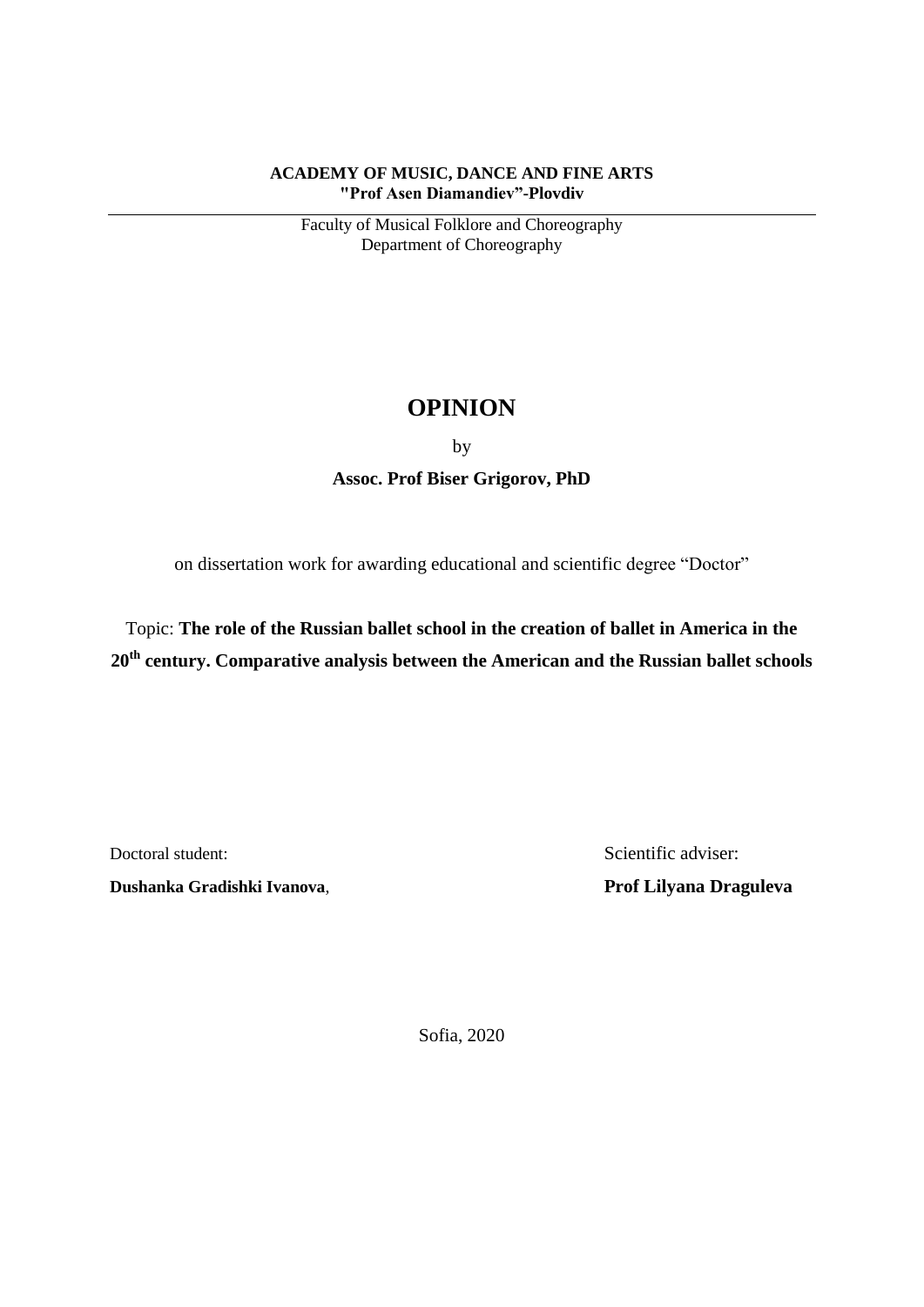**ACADEMY OF MUSIC, DANCE AND FINE ARTS**
**"Prof Asen Diamandiev"-Plovdiv**

---

Faculty of Musical Folklore and Choreography
Department of Choreography

# OPINION

by

**Assoc. Prof Biser Grigorov, PhD**

on dissertation work for awarding educational and scientific degree "Doctor"

Topic: **The role of the Russian ballet school in the creation of ballet in America in the 20th century. Comparative analysis between the American and the Russian ballet schools**

Doctoral student:
**Dushanka Gradishki Ivanova**,

Scientific adviser:
**Prof Lilyana Draguleva**

Sofia, 2020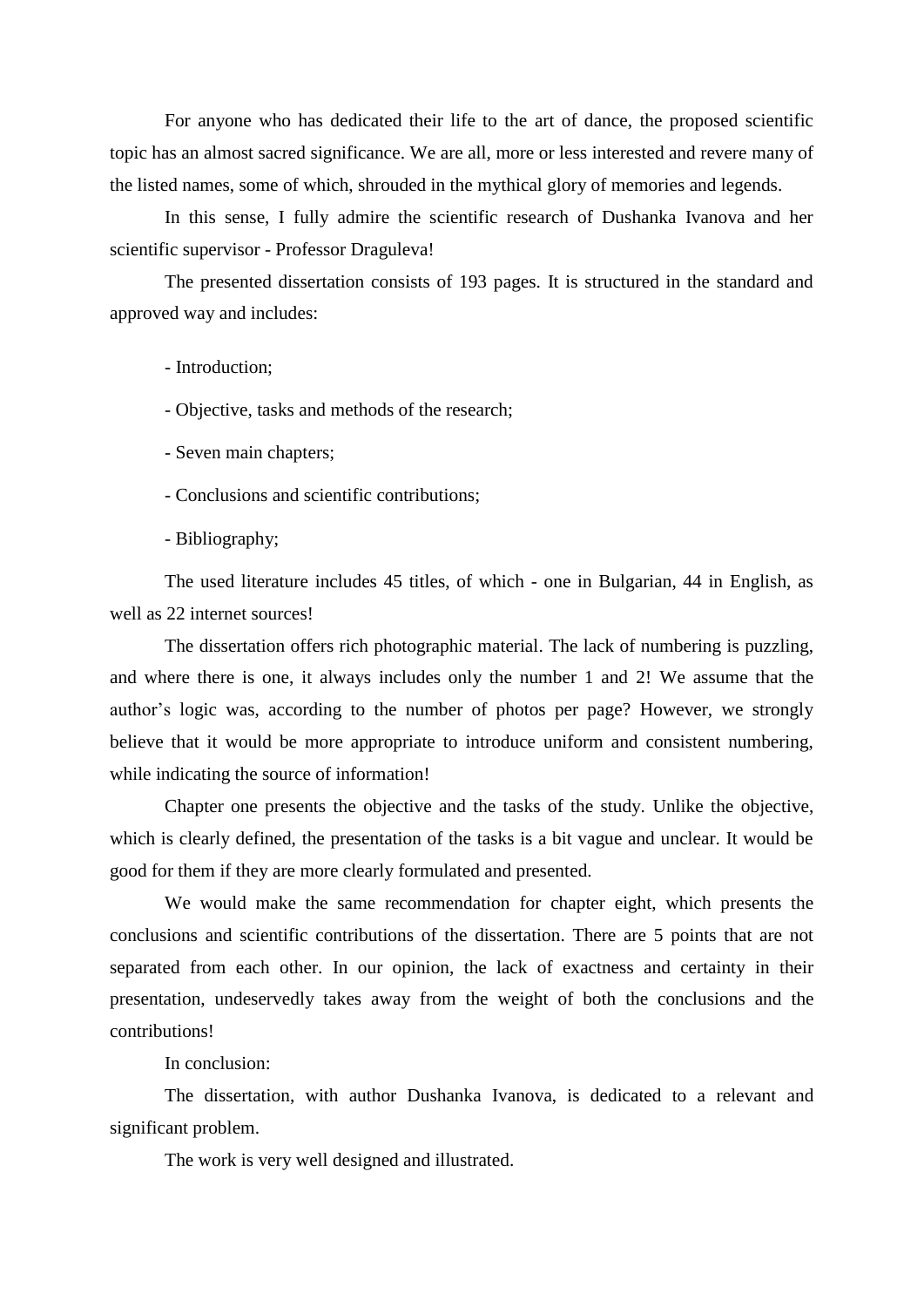For anyone who has dedicated their life to the art of dance, the proposed scientific topic has an almost sacred significance. We are all, more or less interested and revere many of the listed names, some of which, shrouded in the mythical glory of memories and legends.

In this sense, I fully admire the scientific research of Dushanka Ivanova and her scientific supervisor - Professor Draguleva!

The presented dissertation consists of 193 pages. It is structured in the standard and approved way and includes:

- Introduction;
- Objective, tasks and methods of the research;
- Seven main chapters;
- Conclusions and scientific contributions;
- Bibliography;

The used literature includes 45 titles, of which - one in Bulgarian, 44 in English, as well as 22 internet sources!

The dissertation offers rich photographic material. The lack of numbering is puzzling, and where there is one, it always includes only the number 1 and 2! We assume that the author's logic was, according to the number of photos per page? However, we strongly believe that it would be more appropriate to introduce uniform and consistent numbering, while indicating the source of information!

Chapter one presents the objective and the tasks of the study. Unlike the objective, which is clearly defined, the presentation of the tasks is a bit vague and unclear. It would be good for them if they are more clearly formulated and presented.

We would make the same recommendation for chapter eight, which presents the conclusions and scientific contributions of the dissertation. There are 5 points that are not separated from each other. In our opinion, the lack of exactness and certainty in their presentation, undeservedly takes away from the weight of both the conclusions and the contributions!

In conclusion:

The dissertation, with author Dushanka Ivanova, is dedicated to a relevant and significant problem.

The work is very well designed and illustrated.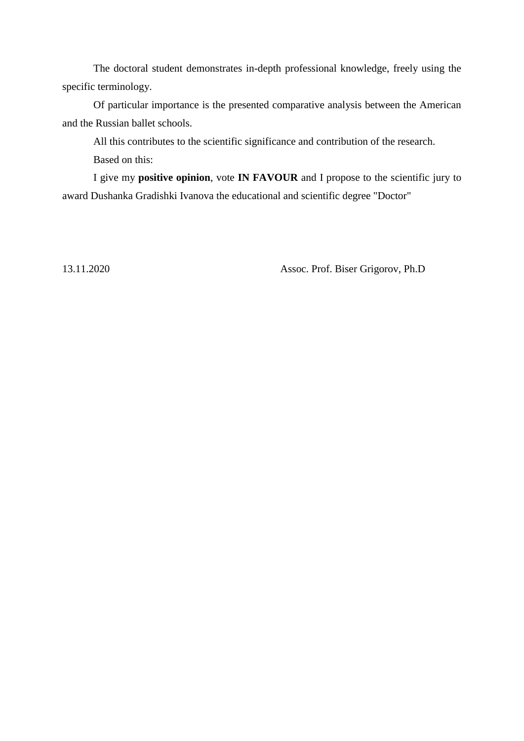The doctoral student demonstrates in-depth professional knowledge, freely using the specific terminology.

Of particular importance is the presented comparative analysis between the American and the Russian ballet schools.

All this contributes to the scientific significance and contribution of the research.

Based on this:

I give my **positive opinion**, vote **IN FAVOUR** and I propose to the scientific jury to award Dushanka Gradishki Ivanova the educational and scientific degree "Doctor"

13.11.2020 Assoc. Prof. Biser Grigorov, Ph.D